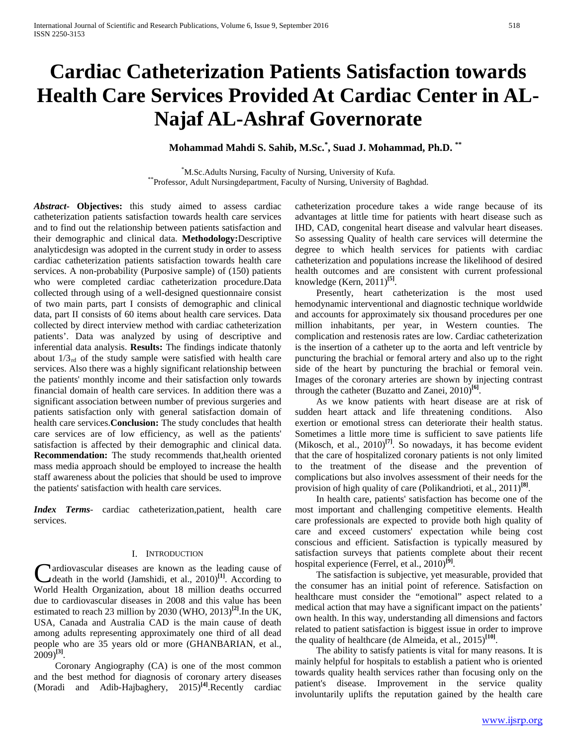# Cardiac Catheterization Patients Satisfaction towards Health Care Services Provided At Cardiac Center in AL-Najaf AL-Ashraf Governorate

**Mohammad Mahdi S. Sahib, M.Sc.[*], Suad J. Mohammad, Ph.D. [**]**

[*]M.Sc.Adults Nursing, Faculty of Nursing, University of Kufa.
[**]Professor, Adult Nursingdepartment, Faculty of Nursing, University of Baghdad.

***Abstract*- Objectives:** this study aimed to assess cardiac catheterization patients satisfaction towards health care services and to find out the relationship between patients satisfaction and their demographic and clinical data. **Methodology:**Descriptive analyticdesign was adopted in the current study in order to assess cardiac catheterization patients satisfaction towards health care services. A non-probability (Purposive sample) of (150) patients who were completed cardiac catheterization procedure.Data collected through using of a well-designed questionnaire consist of two main parts, part I consists of demographic and clinical data, part II consists of 60 items about health care services. Data collected by direct interview method with cardiac catheterization patients'. Data was analyzed by using of descriptive and inferential data analysis. **Results:** The findings indicate thatonly about $1/3_{rd}$ of the study sample were satisfied with health care services. Also there was a highly significant relationship between the patients' monthly income and their satisfaction only towards financial domain of health care services. In addition there was a significant association between number of previous surgeries and patients satisfaction only with general satisfaction domain of health care services.**Conclusion:** The study concludes that health care services are of low efficiency, as well as the patients' satisfaction is affected by their demographic and clinical data. **Recommendation:** The study recommends that,health oriented mass media approach should be employed to increase the health staff awareness about the policies that should be used to improve the patients' satisfaction with health care services.

***Index Terms***- cardiac catheterization,patient, health care services.

## I. INTRODUCTION

Cardiovascular diseases are known as the leading cause of death in the world (Jamshidi, et al., 2010)[1]. According to World Health Organization, about 18 million deaths occurred due to cardiovascular diseases in 2008 and this value has been estimated to reach 23 million by 2030 (WHO, 2013)[2].In the UK, USA, Canada and Australia CAD is the main cause of death among adults representing approximately one third of all dead people who are 35 years old or more (GHANBARIAN, et al., 2009)[3].

Coronary Angiography (CA) is one of the most common and the best method for diagnosis of coronary artery diseases (Moradi and Adib-Hajbaghery, 2015)[4].Recently cardiac catheterization procedure takes a wide range because of its advantages at little time for patients with heart disease such as IHD, CAD, congenital heart disease and valvular heart diseases. So assessing Quality of health care services will determine the degree to which health services for patients with cardiac catheterization and populations increase the likelihood of desired health outcomes and are consistent with current professional knowledge (Kern, 2011)[5].

Presently, heart catheterization is the most used hemodynamic interventional and diagnostic technique worldwide and accounts for approximately six thousand procedures per one million inhabitants, per year, in Western counties. The complication and restenosis rates are low. Cardiac catheterization is the insertion of a catheter up to the aorta and left ventricle by puncturing the brachial or femoral artery and also up to the right side of the heart by puncturing the brachial or femoral vein. Images of the coronary arteries are shown by injecting contrast through the catheter (Buzatto and Zanei, 2010)[6].

As we know patients with heart disease are at risk of sudden heart attack and life threatening conditions. Also exertion or emotional stress can deteriorate their health status. Sometimes a little more time is sufficient to save patients life (Mikosch, et al., 2010)[7]. So nowadays, it has become evident that the care of hospitalized coronary patients is not only limited to the treatment of the disease and the prevention of complications but also involves assessment of their needs for the provision of high quality of care (Polikandrioti, et al., 2011)[8].

In health care, patients' satisfaction has become one of the most important and challenging competitive elements. Health care professionals are expected to provide both high quality of care and exceed customers' expectation while being cost conscious and efficient. Satisfaction is typically measured by satisfaction surveys that patients complete about their recent hospital experience (Ferrel, et al., 2010)[9].

The satisfaction is subjective, yet measurable, provided that the consumer has an initial point of reference. Satisfaction on healthcare must consider the "emotional" aspect related to a medical action that may have a significant impact on the patients' own health. In this way, understanding all dimensions and factors related to patient satisfaction is biggest issue in order to improve the quality of healthcare (de Almeida, et al., 2015)[10].

The ability to satisfy patients is vital for many reasons. It is mainly helpful for hospitals to establish a patient who is oriented towards quality health services rather than focusing only on the patient's disease. Improvement in the service quality involuntarily uplifts the reputation gained by the health care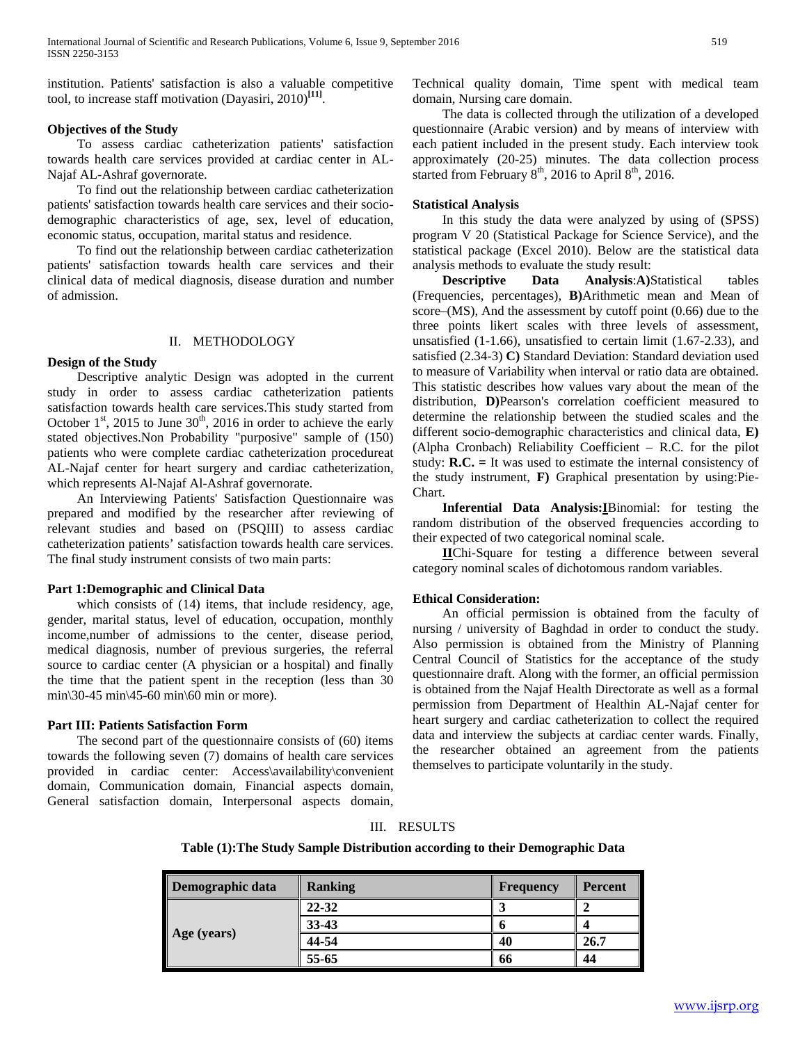institution. Patients' satisfaction is also a valuable competitive tool, to increase staff motivation (Dayasiri, 2010)[11].

**Objectives of the Study**

To assess cardiac catheterization patients' satisfaction towards health care services provided at cardiac center in AL-Najaf AL-Ashraf governorate.

To find out the relationship between cardiac catheterization patients' satisfaction towards health care services and their socio-demographic characteristics of age, sex, level of education, economic status, occupation, marital status and residence.

To find out the relationship between cardiac catheterization patients' satisfaction towards health care services and their clinical data of medical diagnosis, disease duration and number of admission.

## II. METHODOLOGY

**Design of the Study**

Descriptive analytic Design was adopted in the current study in order to assess cardiac catheterization patients satisfaction towards health care services.This study started from October 1st, 2015 to June 30th, 2016 in order to achieve the early stated objectives.Non Probability "purposive" sample of (150) patients who were complete cardiac catheterization procedureat AL-Najaf center for heart surgery and cardiac catheterization, which represents Al-Najaf Al-Ashraf governorate.

An Interviewing Patients' Satisfaction Questionnaire was prepared and modified by the researcher after reviewing of relevant studies and based on (PSQIII) to assess cardiac catheterization patients' satisfaction towards health care services. The final study instrument consists of two main parts:

**Part 1:Demographic and Clinical Data**

which consists of (14) items, that include residency, age, gender, marital status, level of education, occupation, monthly income,number of admissions to the center, disease period, medical diagnosis, number of previous surgeries, the referral source to cardiac center (A physician or a hospital) and finally the time that the patient spent in the reception (less than 30 min\30-45 min\45-60 min\60 min or more).

**Part III: Patients Satisfaction Form**

The second part of the questionnaire consists of (60) items towards the following seven (7) domains of health care services provided in cardiac center: Access\availability\convenient domain, Communication domain, Financial aspects domain, General satisfaction domain, Interpersonal aspects domain, Technical quality domain, Time spent with medical team domain, Nursing care domain.

The data is collected through the utilization of a developed questionnaire (Arabic version) and by means of interview with each patient included in the present study. Each interview took approximately (20-25) minutes. The data collection process started from February 8th, 2016 to April 8th, 2016.

**Statistical Analysis**

In this study the data were analyzed by using of (SPSS) program V 20 (Statistical Package for Science Service), and the statistical package (Excel 2010). Below are the statistical data analysis methods to evaluate the study result:

**Descriptive Data Analysis**:**A)**Statistical tables (Frequencies, percentages), **B)**Arithmetic mean and Mean of score–(MS), And the assessment by cutoff point (0.66) due to the three points likert scales with three levels of assessment, unsatisfied (1-1.66), unsatisfied to certain limit (1.67-2.33), and satisfied (2.34-3) **C)** Standard Deviation: Standard deviation used to measure of Variability when interval or ratio data are obtained. This statistic describes how values vary about the mean of the distribution, **D)**Pearson's correlation coefficient measured to determine the relationship between the studied scales and the different socio-demographic characteristics and clinical data, **E)** (Alpha Cronbach) Reliability Coefficient – R.C. for the pilot study: **R.C. =** It was used to estimate the internal consistency of the study instrument, **F)** Graphical presentation by using:Pie-Chart.

**Inferential Data Analysis:I**Binomial: for testing the random distribution of the observed frequencies according to their expected of two categorical nominal scale.

**II**Chi-Square for testing a difference between several category nominal scales of dichotomous random variables.

**Ethical Consideration:**

An official permission is obtained from the faculty of nursing / university of Baghdad in order to conduct the study. Also permission is obtained from the Ministry of Planning Central Council of Statistics for the acceptance of the study questionnaire draft. Along with the former, an official permission is obtained from the Najaf Health Directorate as well as a formal permission from Department of Healthin AL-Najaf center for heart surgery and cardiac catheterization to collect the required data and interview the subjects at cardiac center wards. Finally, the researcher obtained an agreement from the patients themselves to participate voluntarily in the study.

## III. RESULTS

**Table (1):The Study Sample Distribution according to their Demographic Data**

| Demographic data | Ranking | Frequency | Percent |
|---|---|---|---|
| Age (years) | 22-32 | 3 | 2 |
| | 33-43 | 6 | 4 |
| | 44-54 | 40 | 26.7 |
| | 55-65 | 66 | 44 |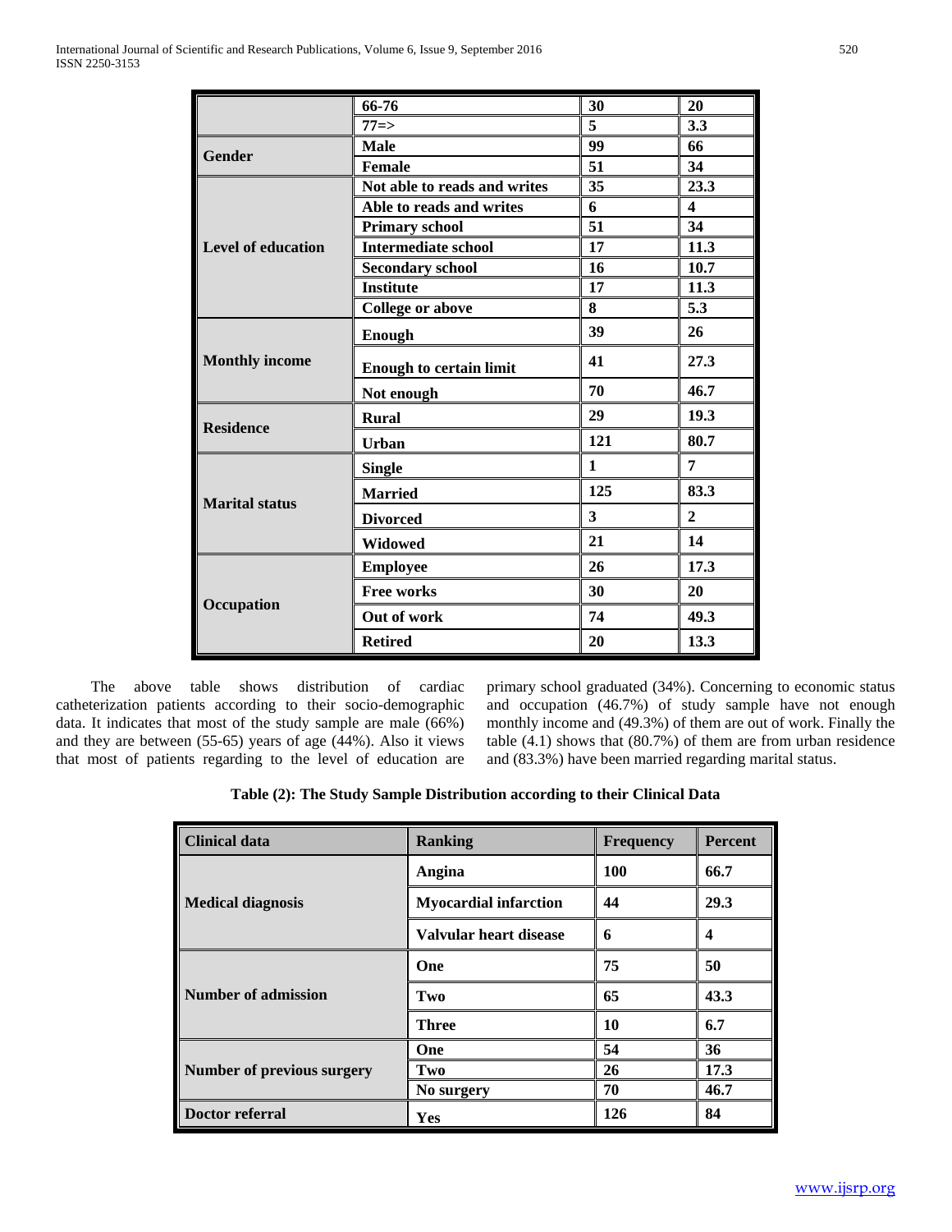| | | | |
|---|---|---|---|
| | 66-76 | 30 | 20 |
| | 77=> | 5 | 3.3 |
| **Gender** | **Male** | **99** | **66** |
| | **Female** | **51** | **34** |
| **Level of education** | **Not able to reads and writes** | **35** | **23.3** |
| | **Able to reads and writes** | **6** | **4** |
| | **Primary school** | **51** | **34** |
| | **Intermediate school** | **17** | **11.3** |
| | **Secondary school** | **16** | **10.7** |
| | **Institute** | **17** | **11.3** |
| | **College or above** | **8** | **5.3** |
| **Monthly income** | **Enough** | **39** | **26** |
| | **Enough to certain limit** | **41** | **27.3** |
| | **Not enough** | **70** | **46.7** |
| **Residence** | **Rural** | **29** | **19.3** |
| | **Urban** | **121** | **80.7** |
| **Marital status** | **Single** | **1** | **7** |
| | **Married** | **125** | **83.3** |
| | **Divorced** | **3** | **2** |
| | **Widowed** | **21** | **14** |
| **Occupation** | **Employee** | **26** | **17.3** |
| | **Free works** | **30** | **20** |
| | **Out of work** | **74** | **49.3** |
| | **Retired** | **20** | **13.3** |

The above table shows distribution of cardiac catheterization patients according to their socio-demographic data. It indicates that most of the study sample are male (66%) and they are between (55-65) years of age (44%). Also it views that most of patients regarding to the level of education are primary school graduated (34%). Concerning to economic status and occupation (46.7%) of study sample have not enough monthly income and (49.3%) of them are out of work. Finally the table (4.1) shows that (80.7%) of them are from urban residence and (83.3%) have been married regarding marital status.

**Table (2): The Study Sample Distribution according to their Clinical Data**

| Clinical data | Ranking | Frequency | Percent |
|---|---|---|---|
| **Medical diagnosis** | **Angina** | **100** | **66.7** |
| | **Myocardial infarction** | **44** | **29.3** |
| | **Valvular heart disease** | **6** | **4** |
| **Number of admission** | **One** | **75** | **50** |
| | **Two** | **65** | **43.3** |
| | **Three** | **10** | **6.7** |
| **Number of previous surgery** | **One** | **54** | **36** |
| | **Two** | **26** | **17.3** |
| | **No surgery** | **70** | **46.7** |
| **Doctor referral** | **Yes** | **126** | **84** |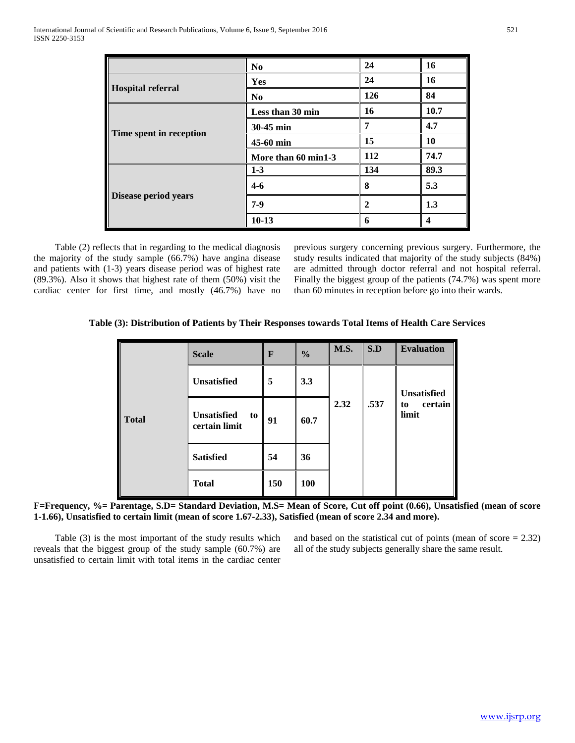| | | | |
|---|---|---|---|
| | No | 24 | 16 |
| Hospital referral | Yes | 24 | 16 |
| | No | 126 | 84 |
| Time spent in reception | Less than 30 min | 16 | 10.7 |
| | 30-45 min | 7 | 4.7 |
| | 45-60 min | 15 | 10 |
| | More than 60 min1-3 | 112 | 74.7 |
| Disease period years | 1-3 | 134 | 89.3 |
| | 4-6 | 8 | 5.3 |
| | 7-9 | 2 | 1.3 |
| | 10-13 | 6 | 4 |

Table (2) reflects that in regarding to the medical diagnosis the majority of the study sample (66.7%) have angina disease and patients with (1-3) years disease period was of highest rate (89.3%). Also it shows that highest rate of them (50%) visit the cardiac center for first time, and mostly (46.7%) have no previous surgery concerning previous surgery. Furthermore, the study results indicated that majority of the study subjects (84%) are admitted through doctor referral and not hospital referral. Finally the biggest group of the patients (74.7%) was spent more than 60 minutes in reception before go into their wards.

**Table (3): Distribution of Patients by Their Responses towards Total Items of Health Care Services**

| | Scale | F | % | M.S. | S.D | Evaluation |
|---|---|---|---|---|---|---|
| Total | Unsatisfied | 5 | 3.3 | 2.32 | .537 | Unsatisfied to certain limit |
| | Unsatisfied to certain limit | 91 | 60.7 | | | |
| | Satisfied | 54 | 36 | | | |
| | Total | 150 | 100 | | | |

**F=Frequency, %= Parentage, S.D= Standard Deviation, M.S= Mean of Score, Cut off point (0.66), Unsatisfied (mean of score 1-1.66), Unsatisfied to certain limit (mean of score 1.67-2.33), Satisfied (mean of score 2.34 and more).**

Table (3) is the most important of the study results which reveals that the biggest group of the study sample (60.7%) are unsatisfied to certain limit with total items in the cardiac center and based on the statistical cut of points (mean of score = 2.32) all of the study subjects generally share the same result.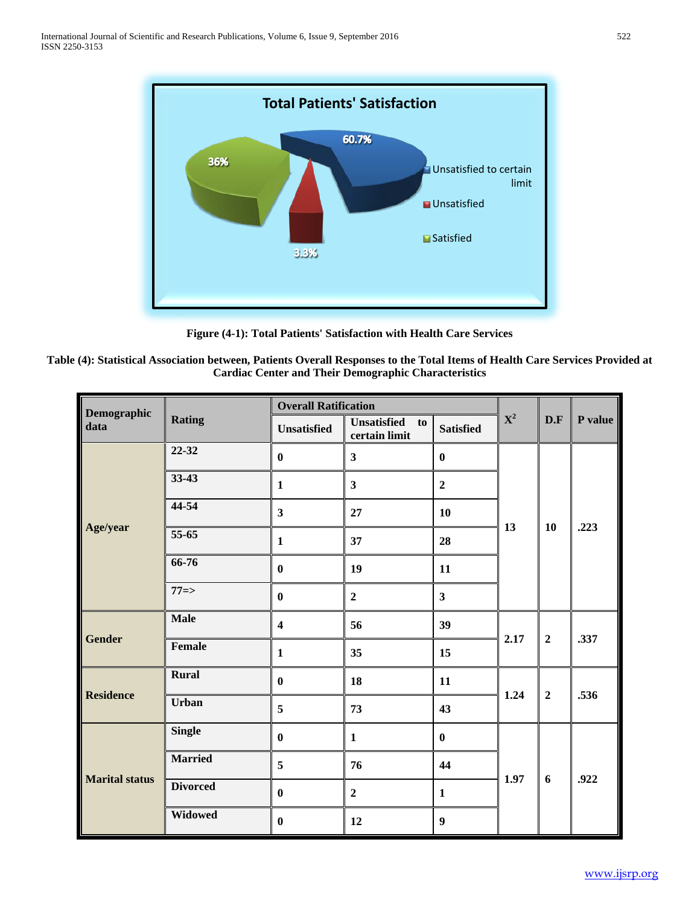**Figure (4-1): Total Patients' Satisfaction with Health Care Services**

**Table (4): Statistical Association between, Patients Overall Responses to the Total Items of Health Care Services Provided at Cardiac Center and Their Demographic Characteristics**

| Demographic data | Rating | Overall Ratification | | | $X^2$ | D.F | P value |
|---|---|---|---|---|---|---|---|
| | | Unsatisfied | Unsatisfied to certain limit | Satisfied | | | |
| Age/year | 22-32 | 0 | 3 | 0 | 13 | 10 | .223 |
| | 33-43 | 1 | 3 | 2 | | | |
| | 44-54 | 3 | 27 | 10 | | | |
| | 55-65 | 1 | 37 | 28 | | | |
| | 66-76 | 0 | 19 | 11 | | | |
| | 77=> | 0 | 2 | 3 | | | |
| Gender | Male | 4 | 56 | 39 | 2.17 | 2 | .337 |
| | Female | 1 | 35 | 15 | | | |
| Residence | Rural | 0 | 18 | 11 | 1.24 | 2 | .536 |
| | Urban | 5 | 73 | 43 | | | |
| Marital status | Single | 0 | 1 | 0 | 1.97 | 6 | .922 |
| | Married | 5 | 76 | 44 | | | |
| | Divorced | 0 | 2 | 1 | | | |
| | Widowed | 0 | 12 | 9 | | | |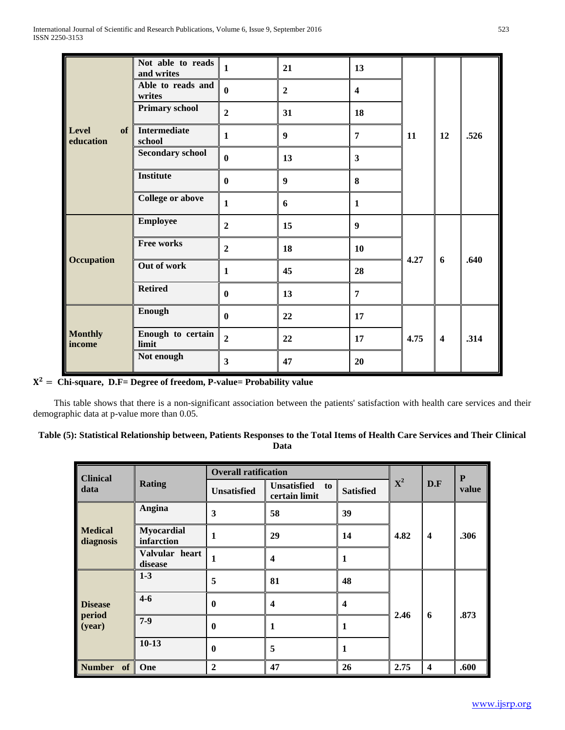| | | | | | | | |
|---|---|---|---|---|---|---|---|
| **Level of education** | **Not able to reads and writes** | **1** | **21** | **13** | **11** | **12** | **.526** |
| | **Able to reads and writes** | **0** | **2** | **4** | | | |
| | **Primary school** | **2** | **31** | **18** | | | |
| | **Intermediate school** | **1** | **9** | **7** | | | |
| | **Secondary school** | **0** | **13** | **3** | | | |
| | **Institute** | **0** | **9** | **8** | | | |
| | **College or above** | **1** | **6** | **1** | | | |
| **Occupation** | **Employee** | **2** | **15** | **9** | **4.27** | **6** | **.640** |
| | **Free works** | **2** | **18** | **10** | | | |
| | **Out of work** | **1** | **45** | **28** | | | |
| | **Retired** | **0** | **13** | **7** | | | |
| **Monthly income** | **Enough** | **0** | **22** | **17** | **4.75** | **4** | **.314** |
| | **Enough to certain limit** | **2** | **22** | **17** | | | |
| | **Not enough** | **3** | **47** | **20** | | | |

**$X^2$ = Chi-square, D.F= Degree of freedom, P-value= Probability value**

This table shows that there is a non-significant association between the patients' satisfaction with health care services and their demographic data at p-value more than 0.05.

**Table (5): Statistical Relationship between, Patients Responses to the Total Items of Health Care Services and Their Clinical Data**

| **Clinical data** | **Rating** | **Overall ratification** | | | **$X^2$** | **D.F** | **P value** |
|---|---|---|---|---|---|---|---|
| | | **Unsatisfied** | **Unsatisfied to certain limit** | **Satisfied** | | | |
| **Medical diagnosis** | **Angina** | **3** | **58** | **39** | **4.82** | **4** | **.306** |
| | **Myocardial infarction** | **1** | **29** | **14** | | | |
| | **Valvular heart disease** | **1** | **4** | **1** | | | |
| **Disease period (year)** | **1-3** | **5** | **81** | **48** | **2.46** | **6** | **.873** |
| | **4-6** | **0** | **4** | **4** | | | |
| | **7-9** | **0** | **1** | **1** | | | |
| | **10-13** | **0** | **5** | **1** | | | |
| **Number of** | **One** | **2** | **47** | **26** | **2.75** | **4** | **.600** |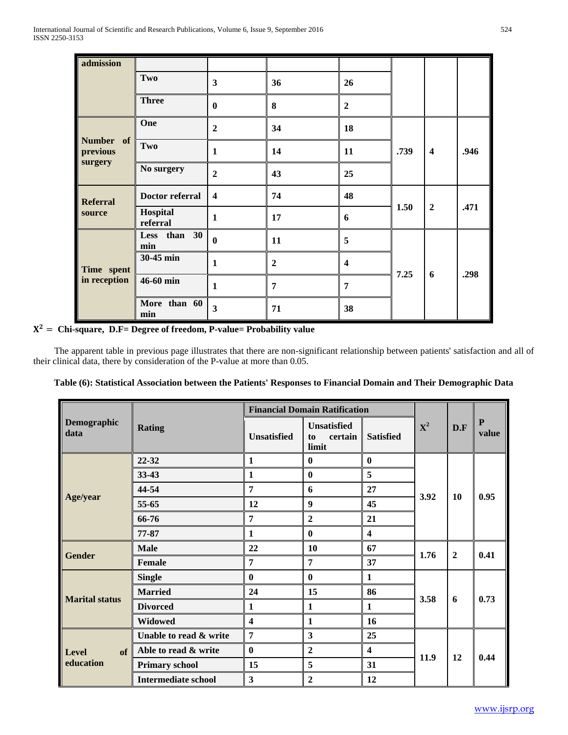| admission | | | | | | | |
|---|---|---|---|---|---|---|---|
| | **Two** | **3** | **36** | **26** | | | |
| | **Three** | **0** | **8** | **2** | | | |
| **Number of previous surgery** | **One** | **2** | **34** | **18** | **.739** | **4** | **.946** |
| | **Two** | **1** | **14** | **11** | | | |
| | **No surgery** | **2** | **43** | **25** | | | |
| **Referral source** | **Doctor referral** | **4** | **74** | **48** | **1.50** | **2** | **.471** |
| | **Hospital referral** | **1** | **17** | **6** | | | |
| **Time spent in reception** | **Less than 30 min** | **0** | **11** | **5** | **7.25** | **6** | **.298** |
| | **30-45 min** | **1** | **2** | **4** | | | |
| | **46-60 min** | **1** | **7** | **7** | | | |
| | **More than 60 min** | **3** | **71** | **38** | | | |

**$X^2$ = Chi-square, D.F= Degree of freedom, P-value= Probability value**

The apparent table in previous page illustrates that there are non-significant relationship between patients' satisfaction and all of their clinical data, there by consideration of the P-value at more than 0.05.

**Table (6): Statistical Association between the Patients' Responses to Financial Domain and Their Demographic Data**

| **Demographic data** | **Rating** | **Financial Domain Ratification** | | | **$X^2$** | **D.F** | **P value** |
|---|---|---|---|---|---|---|---|
| | | **Unsatisfied** | **Unsatisfied to certain limit** | **Satisfied** | | | |
| **Age/year** | **22-32** | **1** | **0** | **0** | **3.92** | **10** | **0.95** |
| | **33-43** | **1** | **0** | **5** | | | |
| | **44-54** | **7** | **6** | **27** | | | |
| | **55-65** | **12** | **9** | **45** | | | |
| | **66-76** | **7** | **2** | **21** | | | |
| | **77-87** | **1** | **0** | **4** | | | |
| **Gender** | **Male** | **22** | **10** | **67** | **1.76** | **2** | **0.41** |
| | **Female** | **7** | **7** | **37** | | | |
| **Marital status** | **Single** | **0** | **0** | **1** | **3.58** | **6** | **0.73** |
| | **Married** | **24** | **15** | **86** | | | |
| | **Divorced** | **1** | **1** | **1** | | | |
| | **Widowed** | **4** | **1** | **16** | | | |
| **Level of education** | **Unable to read & write** | **7** | **3** | **25** | **11.9** | **12** | **0.44** |
| | **Able to read & write** | **0** | **2** | **4** | | | |
| | **Primary school** | **15** | **5** | **31** | | | |
| | **Intermediate school** | **3** | **2** | **12** | | | |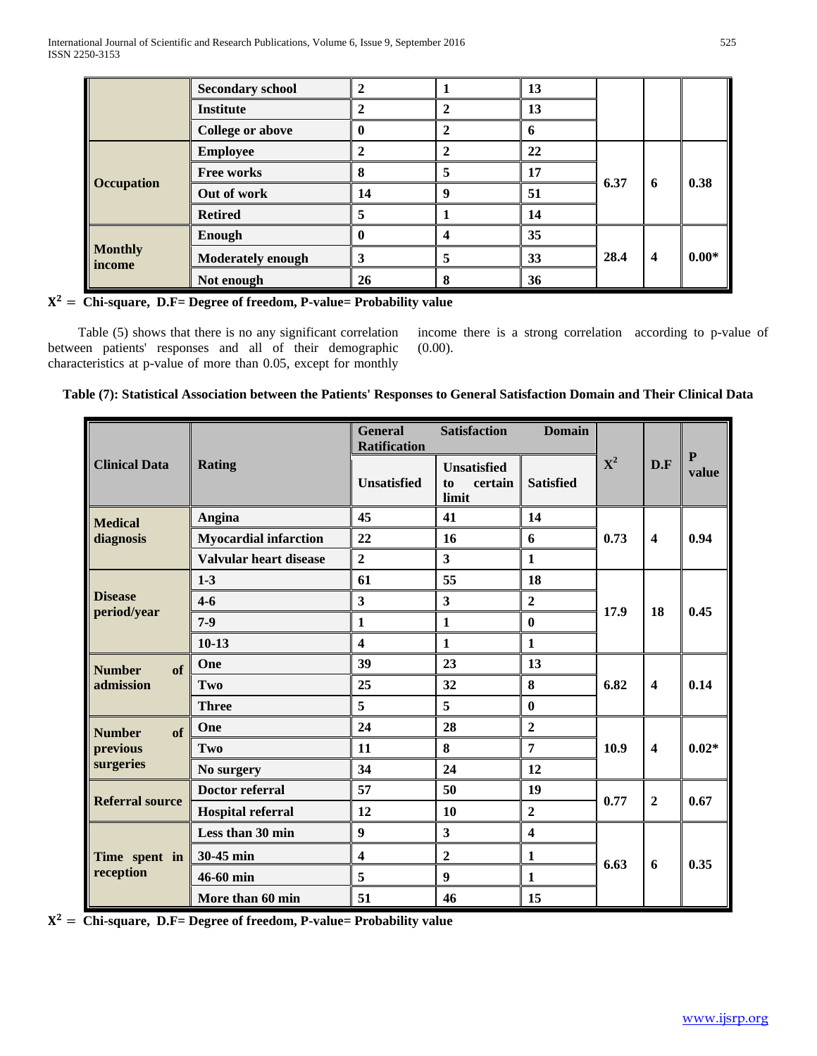| | Secondary school | 2 | 1 | 13 | | | |
|---|---|---|---|---|---|---|---|
| | Institute | 2 | 2 | 13 | | | |
| | College or above | 0 | 2 | 6 | | | |
| **Occupation** | Employee | 2 | 2 | 22 | 6.37 | 6 | 0.38 |
| | Free works | 8 | 5 | 17 | | | |
| | Out of work | 14 | 9 | 51 | | | |
| | Retired | 5 | 1 | 14 | | | |
| **Monthly income** | Enough | 0 | 4 | 35 | 28.4 | 4 | 0.00* |
| | Moderately enough | 3 | 5 | 33 | | | |
| | Not enough | 26 | 8 | 36 | | | |

**$X^2$ = Chi-square, D.F= Degree of freedom, P-value= Probability value**

Table (5) shows that there is no any significant correlation between patients' responses and all of their demographic characteristics at p-value of more than 0.05, except for monthly income there is a strong correlation according to p-value of (0.00).

**Table (7): Statistical Association between the Patients' Responses to General Satisfaction Domain and Their Clinical Data**

| Clinical Data | Rating | General Satisfaction Domain Ratification | | | $X^2$ | D.F | P value |
|---|---|---|---|---|---|---|---|
| | | Unsatisfied | Unsatisfied to certain limit | Satisfied | | | |
| **Medical diagnosis** | Angina | 45 | 41 | 14 | 0.73 | 4 | 0.94 |
| | Myocardial infarction | 22 | 16 | 6 | | | |
| | Valvular heart disease | 2 | 3 | 1 | | | |
| **Disease period/year** | 1-3 | 61 | 55 | 18 | 17.9 | 18 | 0.45 |
| | 4-6 | 3 | 3 | 2 | | | |
| | 7-9 | 1 | 1 | 0 | | | |
| | 10-13 | 4 | 1 | 1 | | | |
| **Number of admission** | One | 39 | 23 | 13 | 6.82 | 4 | 0.14 |
| | Two | 25 | 32 | 8 | | | |
| | Three | 5 | 5 | 0 | | | |
| **Number of previous surgeries** | One | 24 | 28 | 2 | 10.9 | 4 | 0.02* |
| | Two | 11 | 8 | 7 | | | |
| | No surgery | 34 | 24 | 12 | | | |
| **Referral source** | Doctor referral | 57 | 50 | 19 | 0.77 | 2 | 0.67 |
| | Hospital referral | 12 | 10 | 2 | | | |
| **Time spent in reception** | Less than 30 min | 9 | 3 | 4 | 6.63 | 6 | 0.35 |
| | 30-45 min | 4 | 2 | 1 | | | |
| | 46-60 min | 5 | 9 | 1 | | | |
| | More than 60 min | 51 | 46 | 15 | | | |

**$X^2$ = Chi-square, D.F= Degree of freedom, P-value= Probability value**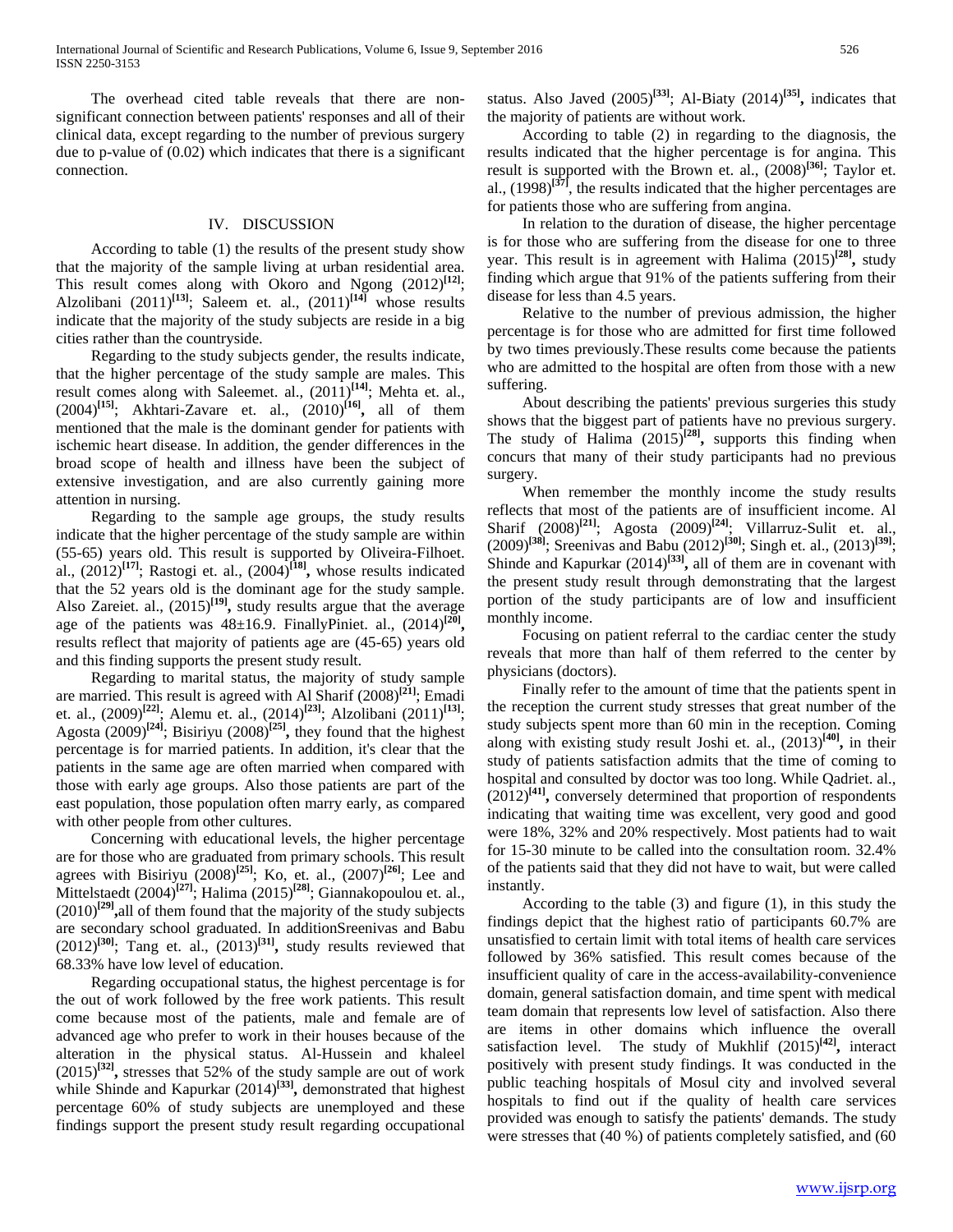The overhead cited table reveals that there are non-significant connection between patients' responses and all of their clinical data, except regarding to the number of previous surgery due to p-value of (0.02) which indicates that there is a significant connection.

## IV. DISCUSSION

According to table (1) the results of the present study show that the majority of the sample living at urban residential area. This result comes along with Okoro and Ngong (2012)[12]; Alzolibani (2011)[13]; Saleem et. al., (2011)[14] whose results indicate that the majority of the study subjects are reside in a big cities rather than the countryside.

Regarding to the study subjects gender, the results indicate, that the higher percentage of the study sample are males. This result comes along with Saleemet. al., (2011)[14]; Mehta et. al., (2004)[15]; Akhtari-Zavare et. al., (2010)[16], all of them mentioned that the male is the dominant gender for patients with ischemic heart disease. In addition, the gender differences in the broad scope of health and illness have been the subject of extensive investigation, and are also currently gaining more attention in nursing.

Regarding to the sample age groups, the study results indicate that the higher percentage of the study sample are within (55-65) years old. This result is supported by Oliveira-Filhoet. al., (2012)[17]; Rastogi et. al., (2004)[18], whose results indicated that the 52 years old is the dominant age for the study sample. Also Zareiet. al., (2015)[19], study results argue that the average age of the patients was 48±16.9. FinallyPiniet. al., (2014)[20], results reflect that majority of patients age are (45-65) years old and this finding supports the present study result.

Regarding to marital status, the majority of study sample are married. This result is agreed with Al Sharif (2008)[21]; Emadi et. al., (2009)[22]; Alemu et. al., (2014)[23]; Alzolibani (2011)[13]; Agosta (2009)[24]; Bisiriyu (2008)[25], they found that the highest percentage is for married patients. In addition, it's clear that the patients in the same age are often married when compared with those with early age groups. Also those patients are part of the east population, those population often marry early, as compared with other people from other cultures.

Concerning with educational levels, the higher percentage are for those who are graduated from primary schools. This result agrees with Bisiriyu (2008)[25]; Ko, et. al., (2007)[26]; Lee and Mittelstaedt (2004)[27]; Halima (2015)[28]; Giannakopoulou et. al., (2010)[29],all of them found that the majority of the study subjects are secondary school graduated. In additionSreenivas and Babu (2012)[30]; Tang et. al., (2013)[31], study results reviewed that 68.33% have low level of education.

Regarding occupational status, the highest percentage is for the out of work followed by the free work patients. This result come because most of the patients, male and female are of advanced age who prefer to work in their houses because of the alteration in the physical status. Al-Hussein and khaleel (2015)[32], stresses that 52% of the study sample are out of work while Shinde and Kapurkar (2014)[33], demonstrated that highest percentage 60% of study subjects are unemployed and these findings support the present study result regarding occupational status. Also Javed (2005)[33]; Al-Biaty (2014)[35], indicates that the majority of patients are without work.

According to table (2) in regarding to the diagnosis, the results indicated that the higher percentage is for angina. This result is supported with the Brown et. al., (2008)[36]; Taylor et. al., (1998)[37], the results indicated that the higher percentages are for patients those who are suffering from angina.

In relation to the duration of disease, the higher percentage is for those who are suffering from the disease for one to three year. This result is in agreement with Halima (2015)[28], study finding which argue that 91% of the patients suffering from their disease for less than 4.5 years.

Relative to the number of previous admission, the higher percentage is for those who are admitted for first time followed by two times previously.These results come because the patients who are admitted to the hospital are often from those with a new suffering.

About describing the patients' previous surgeries this study shows that the biggest part of patients have no previous surgery. The study of Halima (2015)[28], supports this finding when concurs that many of their study participants had no previous surgery.

When remember the monthly income the study results reflects that most of the patients are of insufficient income. Al Sharif (2008)[21]; Agosta (2009)[24]; Villarruz-Sulit et. al., (2009)[38]; Sreenivas and Babu (2012)[30]; Singh et. al., (2013)[39]; Shinde and Kapurkar (2014)[33], all of them are in covenant with the present study result through demonstrating that the largest portion of the study participants are of low and insufficient monthly income.

Focusing on patient referral to the cardiac center the study reveals that more than half of them referred to the center by physicians (doctors).

Finally refer to the amount of time that the patients spent in the reception the current study stresses that great number of the study subjects spent more than 60 min in the reception. Coming along with existing study result Joshi et. al., (2013)[40], in their study of patients satisfaction admits that the time of coming to hospital and consulted by doctor was too long. While Qadriet. al., (2012)[41], conversely determined that proportion of respondents indicating that waiting time was excellent, very good and good were 18%, 32% and 20% respectively. Most patients had to wait for 15-30 minute to be called into the consultation room. 32.4% of the patients said that they did not have to wait, but were called instantly.

According to the table (3) and figure (1), in this study the findings depict that the highest ratio of participants 60.7% are unsatisfied to certain limit with total items of health care services followed by 36% satisfied. This result comes because of the insufficient quality of care in the access-availability-convenience domain, general satisfaction domain, and time spent with medical team domain that represents low level of satisfaction. Also there are items in other domains which influence the overall satisfaction level. The study of Mukhlif (2015)[42], interact positively with present study findings. It was conducted in the public teaching hospitals of Mosul city and involved several hospitals to find out if the quality of health care services provided was enough to satisfy the patients' demands. The study were stresses that (40 %) of patients completely satisfied, and (60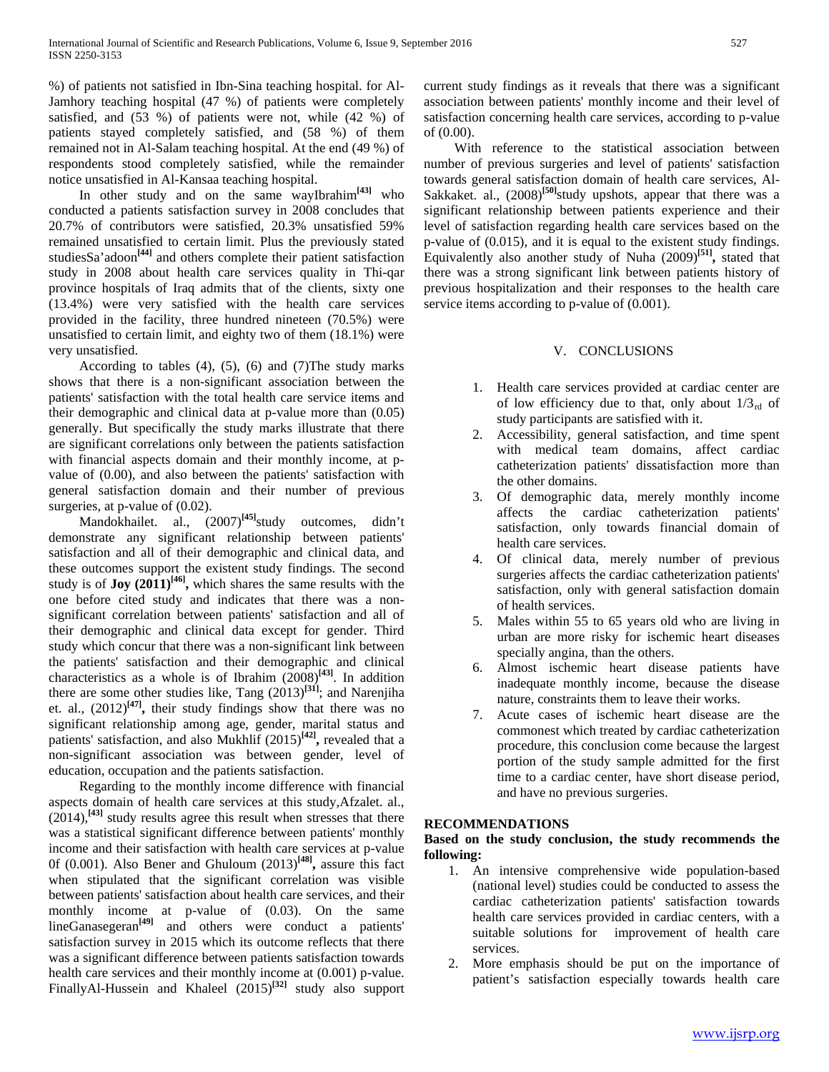%) of patients not satisfied in Ibn-Sina teaching hospital. for Al-Jamhory teaching hospital (47 %) of patients were completely satisfied, and (53 %) of patients were not, while (42 %) of patients stayed completely satisfied, and (58 %) of them remained not in Al-Salam teaching hospital. At the end (49 %) of respondents stood completely satisfied, while the remainder notice unsatisfied in Al-Kansaa teaching hospital.

In other study and on the same wayIbrahim[43] who conducted a patients satisfaction survey in 2008 concludes that 20.7% of contributors were satisfied, 20.3% unsatisfied 59% remained unsatisfied to certain limit. Plus the previously stated studiesSa'adoon[44] and others complete their patient satisfaction study in 2008 about health care services quality in Thi-qar province hospitals of Iraq admits that of the clients, sixty one (13.4%) were very satisfied with the health care services provided in the facility, three hundred nineteen (70.5%) were unsatisfied to certain limit, and eighty two of them (18.1%) were very unsatisfied.

According to tables (4), (5), (6) and (7)The study marks shows that there is a non-significant association between the patients' satisfaction with the total health care service items and their demographic and clinical data at p-value more than (0.05) generally. But specifically the study marks illustrate that there are significant correlations only between the patients satisfaction with financial aspects domain and their monthly income, at p-value of (0.00), and also between the patients' satisfaction with general satisfaction domain and their number of previous surgeries, at p-value of (0.02).

Mandokhailet. al., (2007)[45]study outcomes, didn't demonstrate any significant relationship between patients' satisfaction and all of their demographic and clinical data, and these outcomes support the existent study findings. The second study is of **Joy (2011)[46],** which shares the same results with the one before cited study and indicates that there was a non-significant correlation between patients' satisfaction and all of their demographic and clinical data except for gender. Third study which concur that there was a non-significant link between the patients' satisfaction and their demographic and clinical characteristics as a whole is of Ibrahim (2008)[43]. In addition there are some other studies like, Tang (2013)[31]; and Narenjiha et. al., (2012)[47]**,** their study findings show that there was no significant relationship among age, gender, marital status and patients' satisfaction, and also Mukhlif (2015)[42]**,** revealed that a non-significant association was between gender, level of education, occupation and the patients satisfaction.

Regarding to the monthly income difference with financial aspects domain of health care services at this study,Afzalet. al., (2014),[43] study results agree this result when stresses that there was a statistical significant difference between patients' monthly income and their satisfaction with health care services at p-value 0f (0.001). Also Bener and Ghuloum (2013)[48]**,** assure this fact when stipulated that the significant correlation was visible between patients' satisfaction about health care services, and their monthly income at p-value of (0.03). On the same lineGanasegeran[49] and others were conduct a patients' satisfaction survey in 2015 which its outcome reflects that there was a significant difference between patients satisfaction towards health care services and their monthly income at (0.001) p-value. FinallyAl-Hussein and Khaleel (2015)[32] study also support current study findings as it reveals that there was a significant association between patients' monthly income and their level of satisfaction concerning health care services, according to p-value of (0.00).

With reference to the statistical association between number of previous surgeries and level of patients' satisfaction towards general satisfaction domain of health care services, Al-Sakkaket. al., (2008)[50]study upshots, appear that there was a significant relationship between patients experience and their level of satisfaction regarding health care services based on the p-value of (0.015), and it is equal to the existent study findings. Equivalently also another study of Nuha (2009)[51]**,** stated that there was a strong significant link between patients history of previous hospitalization and their responses to the health care service items according to p-value of (0.001).

## V. CONCLUSIONS

1. Health care services provided at cardiac center are of low efficiency due to that, only about $1/3_{rd}$ of study participants are satisfied with it.
2. Accessibility, general satisfaction, and time spent with medical team domains, affect cardiac catheterization patients' dissatisfaction more than the other domains.
3. Of demographic data, merely monthly income affects the cardiac catheterization patients' satisfaction, only towards financial domain of health care services.
4. Of clinical data, merely number of previous surgeries affects the cardiac catheterization patients' satisfaction, only with general satisfaction domain of health services.
5. Males within 55 to 65 years old who are living in urban are more risky for ischemic heart diseases specially angina, than the others.
6. Almost ischemic heart disease patients have inadequate monthly income, because the disease nature, constraints them to leave their works.
7. Acute cases of ischemic heart disease are the commonest which treated by cardiac catheterization procedure, this conclusion come because the largest portion of the study sample admitted for the first time to a cardiac center, have short disease period, and have no previous surgeries.

## RECOMMENDATIONS

**Based on the study conclusion, the study recommends the following:**

1. An intensive comprehensive wide population-based (national level) studies could be conducted to assess the cardiac catheterization patients' satisfaction towards health care services provided in cardiac centers, with a suitable solutions for improvement of health care services.
2. More emphasis should be put on the importance of patient's satisfaction especially towards health care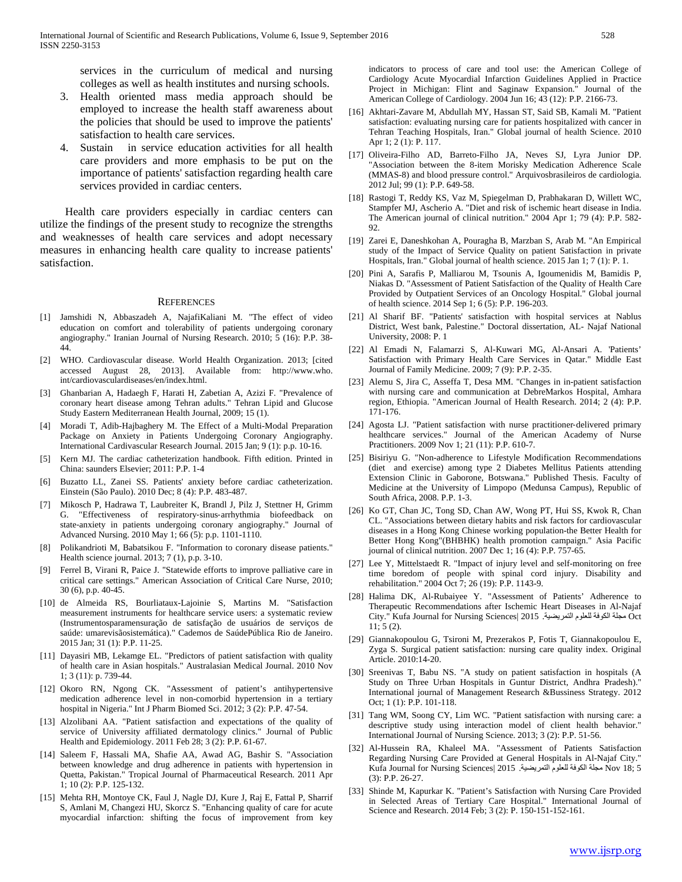services in the curriculum of medical and nursing colleges as well as health institutes and nursing schools.

3. Health oriented mass media approach should be employed to increase the health staff awareness about the policies that should be used to improve the patients' satisfaction to health care services.
4. Sustain in service education activities for all health care providers and more emphasis to be put on the importance of patients' satisfaction regarding health care services provided in cardiac centers.

Health care providers especially in cardiac centers can utilize the findings of the present study to recognize the strengths and weaknesses of health care services and adopt necessary measures in enhancing health care quality to increase patients' satisfaction.

## References

[1] Jamshidi N, Abbaszadeh A, NajafiKaliani M. "The effect of video education on comfort and tolerability of patients undergoing coronary angiography." Iranian Journal of Nursing Research. 2010; 5 (16): P.P. 38-44.

[2] WHO. Cardiovascular disease. World Health Organization. 2013; [cited accessed August 28, 2013]. Available from: http://www.who.int/cardiovasculardiseases/en/index.html.

[3] Ghanbarian A, Hadaegh F, Harati H, Zabetian A, Azizi F. "Prevalence of coronary heart disease among Tehran adults." Tehran Lipid and Glucose Study Eastern Mediterranean Health Journal, 2009; 15 (1).

[4] Moradi T, Adib-Hajbaghery M. The Effect of a Multi-Modal Preparation Package on Anxiety in Patients Undergoing Coronary Angiography. International Cardivascular Research Journal. 2015 Jan; 9 (1): p.p. 10-16.

[5] Kern MJ. The cardiac catheterization handbook. Fifth edition. Printed in China: saunders Elsevier; 2011: P.P. 1-4

[6] Buzatto LL, Zanei SS. Patients' anxiety before cardiac catheterization. Einstein (São Paulo). 2010 Dec; 8 (4): P.P. 483-487.

[7] Mikosch P, Hadrawa T, Laubreiter K, Brandl J, Pilz J, Stettner H, Grimm G. "Effectiveness of respiratory-sinus-arrhythmia biofeedback on state-anxiety in patients undergoing coronary angiography." Journal of Advanced Nursing. 2010 May 1; 66 (5): p.p. 1101-1110.

[8] Polikandrioti M, Babatsikou F. "Information to coronary disease patients." Health science journal. 2013; 7 (1), p.p. 3-10.

[9] Ferrel B, Virani R, Paice J. "Statewide efforts to improve palliative care in critical care settings." American Association of Critical Care Nurse, 2010; 30 (6), p.p. 40-45.

[10] de Almeida RS, Bourliataux-Lajoinie S, Martins M. "Satisfaction measurement instruments for healthcare service users: a systematic review (Instrumentosparamensuração de satisfação de usuários de serviços de saúde: umarevisãosistemática)." Cademos de SaúdePública Rio de Janeiro. 2015 Jan; 31 (1): P.P. 11-25.

[11] Dayasiri MB, Lekamge EL. "Predictors of patient satisfaction with quality of health care in Asian hospitals." Australasian Medical Journal. 2010 Nov 1; 3 (11): p. 739-44.

[12] Okoro RN, Ngong CK. "Assessment of patient's antihypertensive medication adherence level in non-comorbid hypertension in a tertiary hospital in Nigeria." Int J Pharm Biomed Sci. 2012; 3 (2): P.P. 47-54.

[13] Alzolibani AA. "Patient satisfaction and expectations of the quality of service of University affiliated dermatology clinics." Journal of Public Health and Epidemiology. 2011 Feb 28; 3 (2): P.P. 61-67.

[14] Saleem F, Hassali MA, Shafie AA, Awad AG, Bashir S. "Association between knowledge and drug adherence in patients with hypertension in Quetta, Pakistan." Tropical Journal of Pharmaceutical Research. 2011 Apr 1; 10 (2): P.P. 125-132.

[15] Mehta RH, Montoye CK, Faul J, Nagle DJ, Kure J, Raj E, Fattal P, Sharrif S, Amlani M, Changezi HU, Skorcz S. "Enhancing quality of care for acute myocardial infarction: shifting the focus of improvement from key indicators to process of care and tool use: the American College of Cardiology Acute Myocardial Infarction Guidelines Applied in Practice Project in Michigan: Flint and Saginaw Expansion." Journal of the American College of Cardiology. 2004 Jun 16; 43 (12): P.P. 2166-73.

[16] Akhtari-Zavare M, Abdullah MY, Hassan ST, Said SB, Kamali M. "Patient satisfaction: evaluating nursing care for patients hospitalized with cancer in Tehran Teaching Hospitals, Iran." Global journal of health Science. 2010 Apr 1; 2 (1): P. 117.

[17] Oliveira-Filho AD, Barreto-Filho JA, Neves SJ, Lyra Junior DP. "Association between the 8-item Morisky Medication Adherence Scale (MMAS-8) and blood pressure control." Arquivosbrasileiros de cardiologia. 2012 Jul; 99 (1): P.P. 649-58.

[18] Rastogi T, Reddy KS, Vaz M, Spiegelman D, Prabhakaran D, Willett WC, Stampfer MJ, Ascherio A. "Diet and risk of ischemic heart disease in India. The American journal of clinical nutrition." 2004 Apr 1; 79 (4): P.P. 582-92.

[19] Zarei E, Daneshkohan A, Pouragha B, Marzban S, Arab M. "An Empirical study of the Impact of Service Quality on patient Satisfaction in private Hospitals, Iran." Global journal of health science. 2015 Jan 1; 7 (1): P. 1.

[20] Pini A, Sarafis P, Malliarou M, Tsounis A, Igoumenidis M, Bamidis P, Niakas D. "Assessment of Patient Satisfaction of the Quality of Health Care Provided by Outpatient Services of an Oncology Hospital." Global journal of health science. 2014 Sep 1; 6 (5): P.P. 196-203.

[21] Al Sharif BF. "Patients' satisfaction with hospital services at Nablus District, West bank, Palestine." Doctoral dissertation, AL- Najaf National University, 2008: P. 1

[22] Al Emadi N, Falamarzi S, Al-Kuwari MG, Al-Ansari A. 'Patients' Satisfaction with Primary Health Care Services in Qatar." Middle East Journal of Family Medicine. 2009; 7 (9): P.P. 2-35.

[23] Alemu S, Jira C, Asseffa T, Desa MM. "Changes in in-patient satisfaction with nursing care and communication at DebreMarkos Hospital, Amhara region, Ethiopia. "American Journal of Health Research. 2014; 2 (4): P.P. 171-176.

[24] Agosta LJ. "Patient satisfaction with nurse practitioner-delivered primary healthcare services." Journal of the American Academy of Nurse Practitioners. 2009 Nov 1; 21 (11): P.P. 610-7.

[25] Bisiriyu G. "Non-adherence to Lifestyle Modification Recommendations (diet and exercise) among type 2 Diabetes Mellitus Patients attending Extension Clinic in Gaborone, Botswana." Published Thesis. Faculty of Medicine at the University of Limpopo (Medunsa Campus), Republic of South Africa, 2008. P.P. 1-3.

[26] Ko GT, Chan JC, Tong SD, Chan AW, Wong PT, Hui SS, Kwok R, Chan CL. "Associations between dietary habits and risk factors for cardiovascular diseases in a Hong Kong Chinese working population-the Better Health for Better Hong Kong"(BHBHK) health promotion campaign." Asia Pacific journal of clinical nutrition. 2007 Dec 1; 16 (4): P.P. 757-65.

[27] Lee Y, Mittelstaedt R. "Impact of injury level and self-monitoring on free time boredom of people with spinal cord injury. Disability and rehabilitation." 2004 Oct 7; 26 (19): P.P. 1143-9.

[28] Halima DK, Al-Rubaiyee Y. "Assessment of Patients' Adherence to Therapeutic Recommendations after Ischemic Heart Diseases in Al-Najaf City." Kufa Journal for Nursing Sciences| 2015 .مجلة الكوفة للعلوم التمريضية Oct 11; 5 (2).

[29] Giannakopoulou G, Tsironi M, Prezerakos P, Fotis T, Giannakopoulou E, Zyga S. Surgical patient satisfaction: nursing care quality index. Original Article. 2010:14-20.

[30] Sreenivas T, Babu NS. "A study on patient satisfaction in hospitals (A Study on Three Urban Hospitals in Guntur District, Andhra Pradesh)." International journal of Management Research &Bussiness Strategy. 2012 Oct; 1 (1): P.P. 101-118.

[31] Tang WM, Soong CY, Lim WC. "Patient satisfaction with nursing care: a descriptive study using interaction model of client health behavior." International Journal of Nursing Science. 2013; 3 (2): P.P. 51-56.

[32] Al-Hussein RA, Khaleel MA. "Assessment of Patients Satisfaction Regarding Nursing Care Provided at General Hospitals in Al-Najaf City." Kufa Journal for Nursing Sciences| 2015 .مجلة الكوفة للعلوم التمريضية Nov 18; 5 (3): P.P. 26-27.

[33] Shinde M, Kapurkar K. "Patient's Satisfaction with Nursing Care Provided in Selected Areas of Tertiary Care Hospital." International Journal of Science and Research. 2014 Feb; 3 (2): P. 150-151-152-161.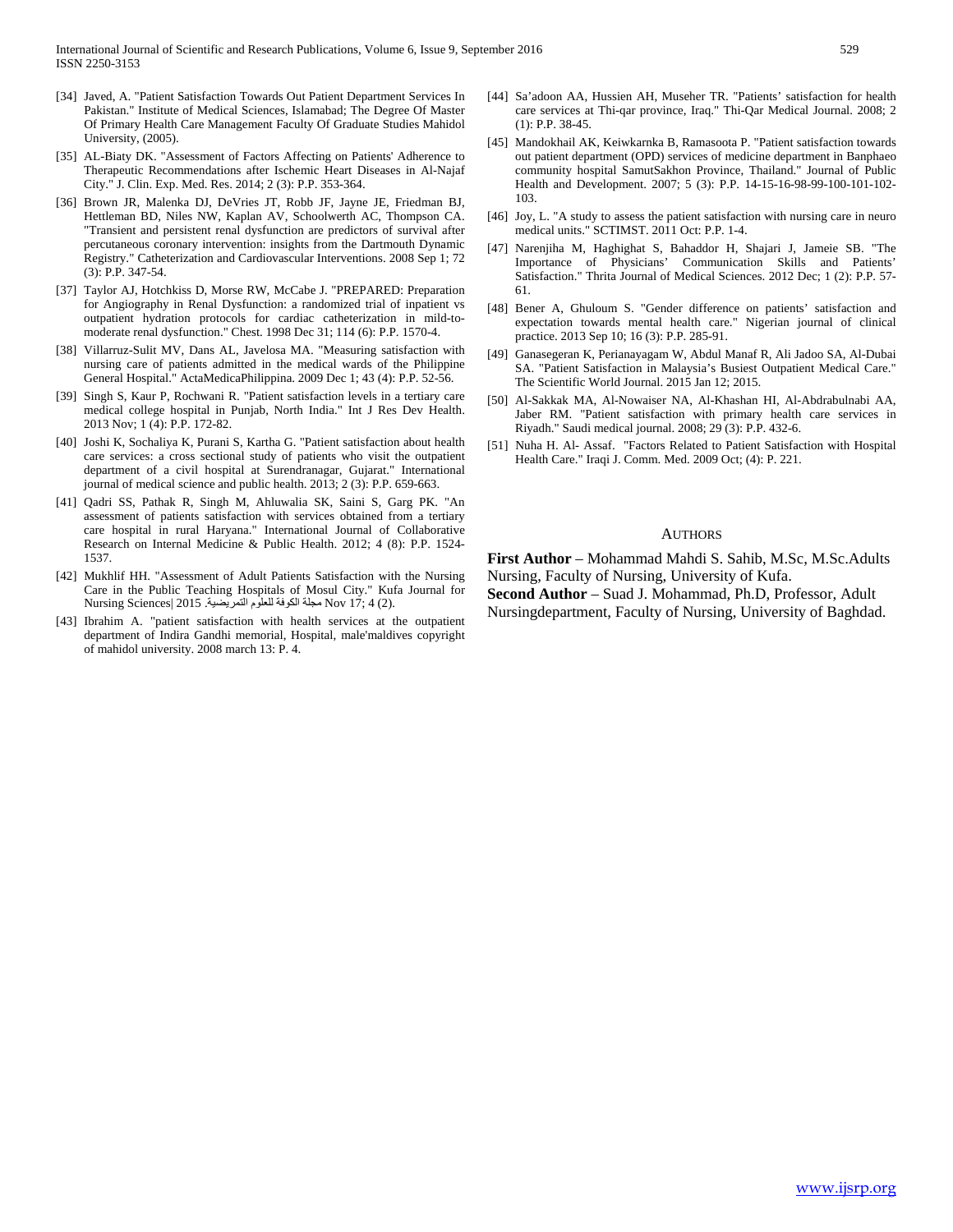[34] Javed, A. "Patient Satisfaction Towards Out Patient Department Services In Pakistan." Institute of Medical Sciences, Islamabad; The Degree Of Master Of Primary Health Care Management Faculty Of Graduate Studies Mahidol University, (2005).

[35] AL-Biaty DK. "Assessment of Factors Affecting on Patients' Adherence to Therapeutic Recommendations after Ischemic Heart Diseases in Al-Najaf City." J. Clin. Exp. Med. Res. 2014; 2 (3): P.P. 353-364.

[36] Brown JR, Malenka DJ, DeVries JT, Robb JF, Jayne JE, Friedman BJ, Hettleman BD, Niles NW, Kaplan AV, Schoolwerth AC, Thompson CA. "Transient and persistent renal dysfunction are predictors of survival after percutaneous coronary intervention: insights from the Dartmouth Dynamic Registry." Catheterization and Cardiovascular Interventions. 2008 Sep 1; 72 (3): P.P. 347-54.

[37] Taylor AJ, Hotchkiss D, Morse RW, McCabe J. "PREPARED: Preparation for Angiography in Renal Dysfunction: a randomized trial of inpatient vs outpatient hydration protocols for cardiac catheterization in mild-to-moderate renal dysfunction." Chest. 1998 Dec 31; 114 (6): P.P. 1570-4.

[38] Villarruz-Sulit MV, Dans AL, Javelosa MA. "Measuring satisfaction with nursing care of patients admitted in the medical wards of the Philippine General Hospital." ActaMedicaPhilippina. 2009 Dec 1; 43 (4): P.P. 52-56.

[39] Singh S, Kaur P, Rochwani R. "Patient satisfaction levels in a tertiary care medical college hospital in Punjab, North India." Int J Res Dev Health. 2013 Nov; 1 (4): P.P. 172-82.

[40] Joshi K, Sochaliya K, Purani S, Kartha G. "Patient satisfaction about health care services: a cross sectional study of patients who visit the outpatient department of a civil hospital at Surendranagar, Gujarat." International journal of medical science and public health. 2013; 2 (3): P.P. 659-663.

[41] Qadri SS, Pathak R, Singh M, Ahluwalia SK, Saini S, Garg PK. "An assessment of patients satisfaction with services obtained from a tertiary care hospital in rural Haryana." International Journal of Collaborative Research on Internal Medicine & Public Health. 2012; 4 (8): P.P. 1524-1537.

[42] Mukhlif HH. "Assessment of Adult Patients Satisfaction with the Nursing Care in the Public Teaching Hospitals of Mosul City." Kufa Journal for Nursing Sciences| مجلة الكوفة للعلوم التمريضية. 2015 Nov 17; 4 (2).

[43] Ibrahim A. "patient satisfaction with health services at the outpatient department of Indira Gandhi memorial, Hospital, male'maldives copyright of mahidol university. 2008 march 13: P. 4.

[44] Sa'adoon AA, Hussien AH, Museher TR. "Patients' satisfaction for health care services at Thi-qar province, Iraq." Thi-Qar Medical Journal. 2008; 2 (1): P.P. 38-45.

[45] Mandokhail AK, Keiwkarnka B, Ramasoota P. "Patient satisfaction towards out patient department (OPD) services of medicine department in Banphaeo community hospital SamutSakhon Province, Thailand." Journal of Public Health and Development. 2007; 5 (3): P.P. 14-15-16-98-99-100-101-102-103.

[46] Joy, L. "A study to assess the patient satisfaction with nursing care in neuro medical units." SCTIMST. 2011 Oct: P.P. 1-4.

[47] Narenjiha M, Haghighat S, Bahaddor H, Shajari J, Jameie SB. "The Importance of Physicians' Communication Skills and Patients' Satisfaction." Thrita Journal of Medical Sciences. 2012 Dec; 1 (2): P.P. 57-61.

[48] Bener A, Ghuloum S. "Gender difference on patients' satisfaction and expectation towards mental health care." Nigerian journal of clinical practice. 2013 Sep 10; 16 (3): P.P. 285-91.

[49] Ganasegeran K, Perianayagam W, Abdul Manaf R, Ali Jadoo SA, Al-Dubai SA. "Patient Satisfaction in Malaysia's Busiest Outpatient Medical Care." The Scientific World Journal. 2015 Jan 12; 2015.

[50] Al-Sakkak MA, Al-Nowaiser NA, Al-Khashan HI, Al-Abdrabulnabi AA, Jaber RM. "Patient satisfaction with primary health care services in Riyadh." Saudi medical journal. 2008; 29 (3): P.P. 432-6.

[51] Nuha H. Al- Assaf. "Factors Related to Patient Satisfaction with Hospital Health Care." Iraqi J. Comm. Med. 2009 Oct; (4): P. 221.

## AUTHORS

**First Author** – Mohammad Mahdi S. Sahib, M.Sc, M.Sc.Adults Nursing, Faculty of Nursing, University of Kufa.

**Second Author** – Suad J. Mohammad, Ph.D, Professor, Adult Nursingdepartment, Faculty of Nursing, University of Baghdad.